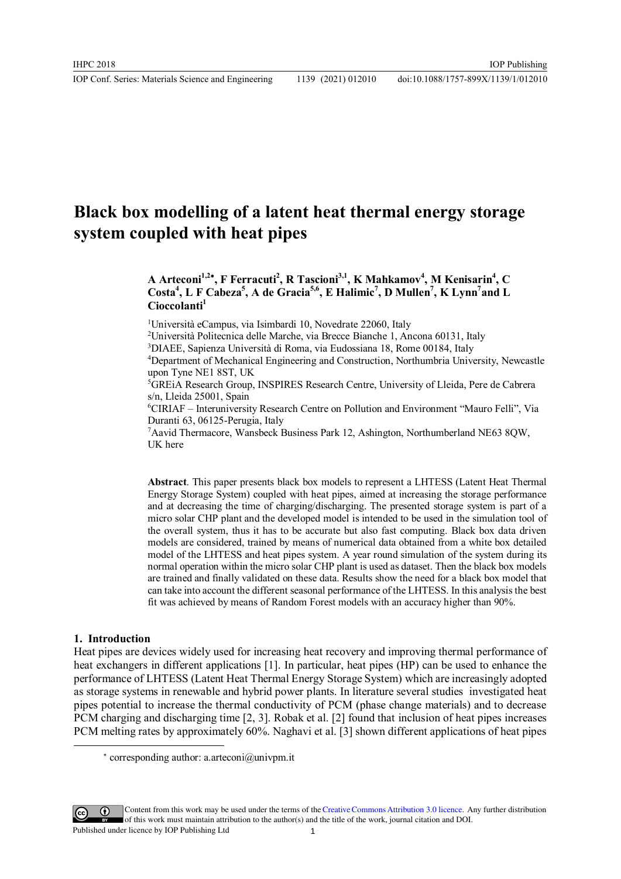# Black box modelling of a latent heat thermal energy storage system coupled with heat pipes

**A Arteconi[1,2*], F Ferracuti[2], R Tascioni[3,1], K Mahkamov[4], M Kenisarin[4], C Costa[4], L F Cabeza[5], A de Gracia[5,6], E Halimic[7], D Mullen[7], K Lynn[7] and L Cioccolanti[1]**

[1]Università eCampus, via Isimbardi 10, Novedrate 22060, Italy
[2]Università Politecnica delle Marche, via Brecce Bianche 1, Ancona 60131, Italy
[3]DIAEE, Sapienza Università di Roma, via Eudossiana 18, Rome 00184, Italy
[4]Department of Mechanical Engineering and Construction, Northumbria University, Newcastle upon Tyne NE1 8ST, UK
[5]GREiA Research Group, INSPIRES Research Centre, University of Lleida, Pere de Cabrera s/n, Lleida 25001, Spain
[6]CIRIAF – Interuniversity Research Centre on Pollution and Environment "Mauro Felli", Via Duranti 63, 06125-Perugia, Italy
[7]Aavid Thermacore, Wansbeck Business Park 12, Ashington, Northumberland NE63 8QW, UK here

**Abstract**. This paper presents black box models to represent a LHTESS (Latent Heat Thermal Energy Storage System) coupled with heat pipes, aimed at increasing the storage performance and at decreasing the time of charging/discharging. The presented storage system is part of a micro solar CHP plant and the developed model is intended to be used in the simulation tool of the overall system, thus it has to be accurate but also fast computing. Black box data driven models are considered, trained by means of numerical data obtained from a white box detailed model of the LHTESS and heat pipes system. A year round simulation of the system during its normal operation within the micro solar CHP plant is used as dataset. Then the black box models are trained and finally validated on these data. Results show the need for a black box model that can take into account the different seasonal performance of the LHTESS. In this analysis the best fit was achieved by means of Random Forest models with an accuracy higher than 90%.

## 1. Introduction

Heat pipes are devices widely used for increasing heat recovery and improving thermal performance of heat exchangers in different applications [1]. In particular, heat pipes (HP) can be used to enhance the performance of LHTESS (Latent Heat Thermal Energy Storage System) which are increasingly adopted as storage systems in renewable and hybrid power plants. In literature several studies investigated heat pipes potential to increase the thermal conductivity of PCM (phase change materials) and to decrease PCM charging and discharging time [2, 3]. Robak et al. [2] found that inclusion of heat pipes increases PCM melting rates by approximately 60%. Naghavi et al. [3] shown different applications of heat pipes

[*] corresponding author: a.arteconi@univpm.it

Content from this work may be used under the terms of the Creative Commons Attribution 3.0 licence. Any further distribution of this work must maintain attribution to the author(s) and the title of the work, journal citation and DOI.
Published under licence by IOP Publishing Ltd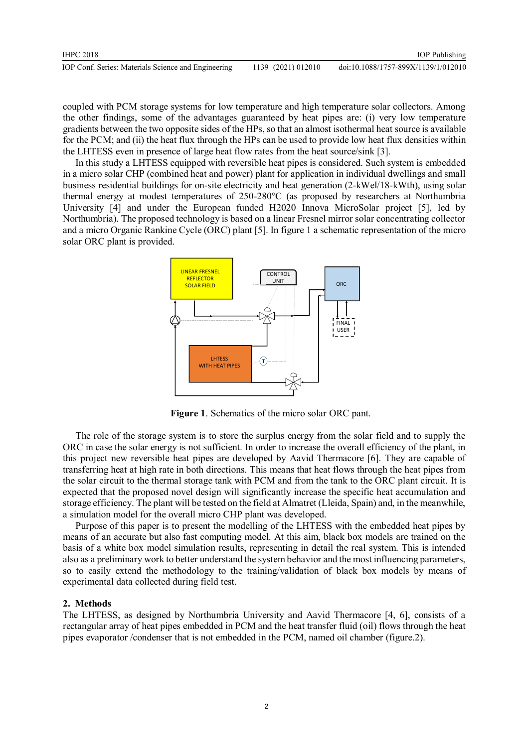coupled with PCM storage systems for low temperature and high temperature solar collectors. Among the other findings, some of the advantages guaranteed by heat pipes are: (i) very low temperature gradients between the two opposite sides of the HPs, so that an almost isothermal heat source is available for the PCM; and (ii) the heat flux through the HPs can be used to provide low heat flux densities within the LHTESS even in presence of large heat flow rates from the heat source/sink [3].

In this study a LHTESS equipped with reversible heat pipes is considered. Such system is embedded in a micro solar CHP (combined heat and power) plant for application in individual dwellings and small business residential buildings for on-site electricity and heat generation (2-kWel/18-kWth), using solar thermal energy at modest temperatures of 250-280°C (as proposed by researchers at Northumbria University [4] and under the European funded H2020 Innova MicroSolar project [5], led by Northumbria). The proposed technology is based on a linear Fresnel mirror solar concentrating collector and a micro Organic Rankine Cycle (ORC) plant [5]. In figure 1 a schematic representation of the micro solar ORC plant is provided.

**Figure 1**. Schematics of the micro solar ORC pant.

The role of the storage system is to store the surplus energy from the solar field and to supply the ORC in case the solar energy is not sufficient. In order to increase the overall efficiency of the plant, in this project new reversible heat pipes are developed by Aavid Thermacore [6]. They are capable of transferring heat at high rate in both directions. This means that heat flows through the heat pipes from the solar circuit to the thermal storage tank with PCM and from the tank to the ORC plant circuit. It is expected that the proposed novel design will significantly increase the specific heat accumulation and storage efficiency. The plant will be tested on the field at Almatret (Lleida, Spain) and, in the meanwhile, a simulation model for the overall micro CHP plant was developed.

Purpose of this paper is to present the modelling of the LHTESS with the embedded heat pipes by means of an accurate but also fast computing model. At this aim, black box models are trained on the basis of a white box model simulation results, representing in detail the real system. This is intended also as a preliminary work to better understand the system behavior and the most influencing parameters, so to easily extend the methodology to the training/validation of black box models by means of experimental data collected during field test.

## 2. Methods

The LHTESS, as designed by Northumbria University and Aavid Thermacore [4, 6], consists of a rectangular array of heat pipes embedded in PCM and the heat transfer fluid (oil) flows through the heat pipes evaporator /condenser that is not embedded in the PCM, named oil chamber (figure.2).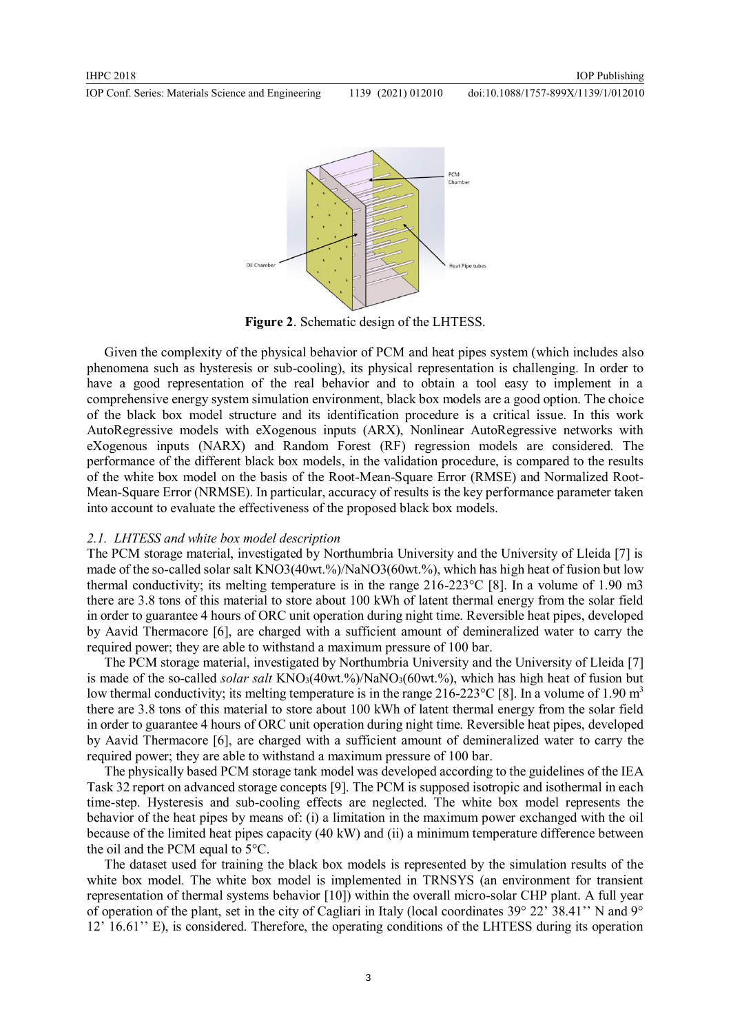Figure 2. Schematic design of the LHTESS.

Given the complexity of the physical behavior of PCM and heat pipes system (which includes also phenomena such as hysteresis or sub-cooling), its physical representation is challenging. In order to have a good representation of the real behavior and to obtain a tool easy to implement in a comprehensive energy system simulation environment, black box models are a good option. The choice of the black box model structure and its identification procedure is a critical issue. In this work AutoRegressive models with eXogenous inputs (ARX), Nonlinear AutoRegressive networks with eXogenous inputs (NARX) and Random Forest (RF) regression models are considered. The performance of the different black box models, in the validation procedure, is compared to the results of the white box model on the basis of the Root-Mean-Square Error (RMSE) and Normalized Root-Mean-Square Error (NRMSE). In particular, accuracy of results is the key performance parameter taken into account to evaluate the effectiveness of the proposed black box models.

### 2.1. LHTESS and white box model description

The PCM storage material, investigated by Northumbria University and the University of Lleida [7] is made of the so-called solar salt KNO3(40wt.%)/NaNO3(60wt.%), which has high heat of fusion but low thermal conductivity; its melting temperature is in the range 216-223°C [8]. In a volume of 1.90 m3 there are 3.8 tons of this material to store about 100 kWh of latent thermal energy from the solar field in order to guarantee 4 hours of ORC unit operation during night time. Reversible heat pipes, developed by Aavid Thermacore [6], are charged with a sufficient amount of demineralized water to carry the required power; they are able to withstand a maximum pressure of 100 bar.

The PCM storage material, investigated by Northumbria University and the University of Lleida [7] is made of the so-called *solar salt* $KNO_3$(40wt.%)/$NaNO_3$(60wt.%), which has high heat of fusion but low thermal conductivity; its melting temperature is in the range 216-223°C [8]. In a volume of 1.90 $m^3$ there are 3.8 tons of this material to store about 100 kWh of latent thermal energy from the solar field in order to guarantee 4 hours of ORC unit operation during night time. Reversible heat pipes, developed by Aavid Thermacore [6], are charged with a sufficient amount of demineralized water to carry the required power; they are able to withstand a maximum pressure of 100 bar.

The physically based PCM storage tank model was developed according to the guidelines of the IEA Task 32 report on advanced storage concepts [9]. The PCM is supposed isotropic and isothermal in each time-step. Hysteresis and sub-cooling effects are neglected. The white box model represents the behavior of the heat pipes by means of: (i) a limitation in the maximum power exchanged with the oil because of the limited heat pipes capacity (40 kW) and (ii) a minimum temperature difference between the oil and the PCM equal to 5°C.

The dataset used for training the black box models is represented by the simulation results of the white box model. The white box model is implemented in TRNSYS (an environment for transient representation of thermal systems behavior [10]) within the overall micro-solar CHP plant. A full year of operation of the plant, set in the city of Cagliari in Italy (local coordinates 39° 22' 38.41'' N and 9° 12' 16.61'' E), is considered. Therefore, the operating conditions of the LHTESS during its operation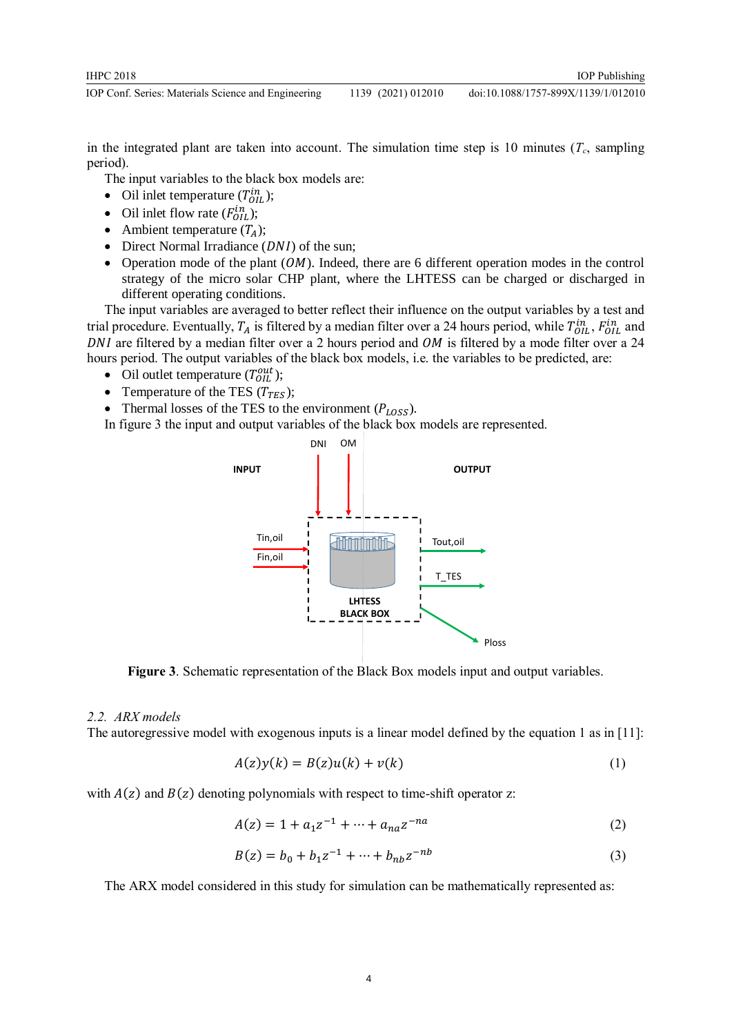in the integrated plant are taken into account. The simulation time step is 10 minutes ($T_c$, sampling period).

The input variables to the black box models are:

- Oil inlet temperature ($T_{OIL}^{in}$);
- Oil inlet flow rate ($F_{OIL}^{in}$);
- Ambient temperature ($T_A$);
- Direct Normal Irradiance ($DNI$) of the sun;
- Operation mode of the plant ($OM$). Indeed, there are 6 different operation modes in the control strategy of the micro solar CHP plant, where the LHTESS can be charged or discharged in different operating conditions.

The input variables are averaged to better reflect their influence on the output variables by a test and trial procedure. Eventually, $T_A$ is filtered by a median filter over a 24 hours period, while $T_{OIL}^{in}$, $F_{OIL}^{in}$ and $DNI$ are filtered by a median filter over a 2 hours period and $OM$ is filtered by a mode filter over a 24 hours period. The output variables of the black box models, i.e. the variables to be predicted, are:

- Oil outlet temperature ($T_{OIL}^{out}$);
- Temperature of the TES ($T_{TES}$);
- Thermal losses of the TES to the environment ($P_{LOSS}$).

In figure 3 the input and output variables of the black box models are represented.

**Figure 3**. Schematic representation of the Black Box models input and output variables.

### 2.2. ARX models

The autoregressive model with exogenous inputs is a linear model defined by the equation 1 as in [11]:

$$A(z)y(k) = B(z)u(k) + v(k) \tag{1}$$

with $A(z)$ and $B(z)$ denoting polynomials with respect to time-shift operator z:

$$A(z) = 1 + a_1 z^{-1} + \cdots + a_{na} z^{-na} \tag{2}$$

$$B(z) = b_0 + b_1 z^{-1} + \cdots + b_{nb} z^{-nb} \tag{3}$$

The ARX model considered in this study for simulation can be mathematically represented as: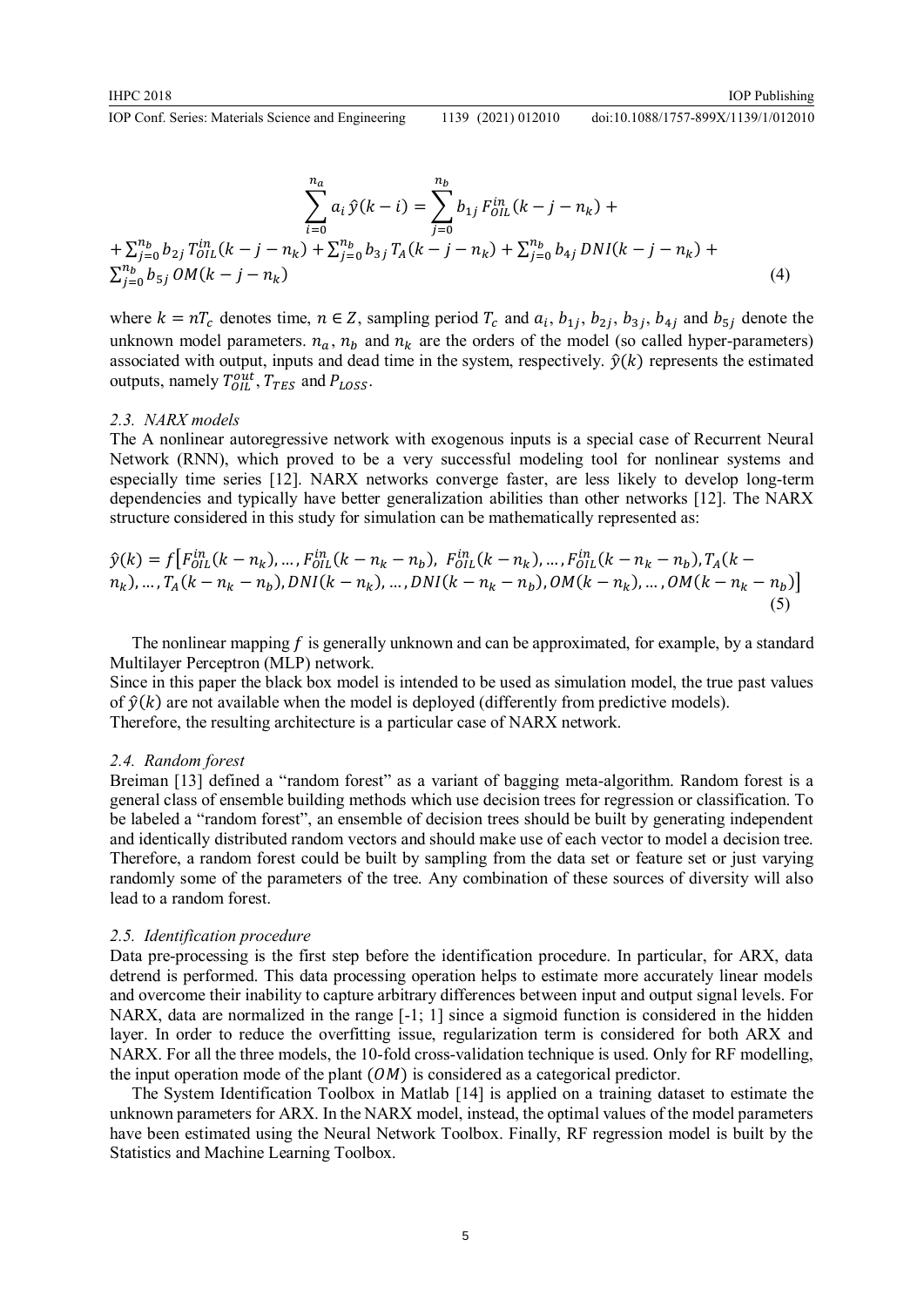$$\sum_{i=0}^{n_a} a_i \, \hat{y}(k-i) = \sum_{j=0}^{n_b} b_{1j} \, F_{OIL}^{in}(k-j-n_k) + \\ + \sum_{j=0}^{n_b} b_{2j} \, T_{OIL}^{in}(k-j-n_k) + \sum_{j=0}^{n_b} b_{3j} \, T_A(k-j-n_k) + \sum_{j=0}^{n_b} b_{4j} \, DNI(k-j-n_k) + \\ \sum_{j=0}^{n_b} b_{5j} \, OM(k-j-n_k) \tag{4}$$

where $k = nT_c$ denotes time, $n \in Z$, sampling period $T_c$ and $a_i$, $b_{1j}$, $b_{2j}$, $b_{3j}$, $b_{4j}$ and $b_{5j}$ denote the unknown model parameters. $n_a$, $n_b$ and $n_k$ are the orders of the model (so called hyper-parameters) associated with output, inputs and dead time in the system, respectively. $\hat{y}(k)$ represents the estimated outputs, namely $T_{OIL}^{out}$, $T_{TES}$ and $P_{LOSS}$.

### 2.3. NARX models

The A nonlinear autoregressive network with exogenous inputs is a special case of Recurrent Neural Network (RNN), which proved to be a very successful modeling tool for nonlinear systems and especially time series [12]. NARX networks converge faster, are less likely to develop long-term dependencies and typically have better generalization abilities than other networks [12]. The NARX structure considered in this study for simulation can be mathematically represented as:

$$\hat{y}(k) = f\big[F_{OIL}^{in}(k-n_k), \ldots, F_{OIL}^{in}(k-n_k-n_b),\ F_{OIL}^{in}(k-n_k), \ldots, F_{OIL}^{in}(k-n_k-n_b), T_A(k-n_k), \ldots, T_A(k-n_k-n_b), DNI(k-n_k), \ldots, DNI(k-n_k-n_b), OM(k-n_k), \ldots, OM(k-n_k-n_b)\big] \tag{5}$$

The nonlinear mapping $f$ is generally unknown and can be approximated, for example, by a standard Multilayer Perceptron (MLP) network.

Since in this paper the black box model is intended to be used as simulation model, the true past values of $\hat{y}(k)$ are not available when the model is deployed (differently from predictive models).

Therefore, the resulting architecture is a particular case of NARX network.

### 2.4. Random forest

Breiman [13] defined a "random forest" as a variant of bagging meta-algorithm. Random forest is a general class of ensemble building methods which use decision trees for regression or classification. To be labeled a "random forest", an ensemble of decision trees should be built by generating independent and identically distributed random vectors and should make use of each vector to model a decision tree. Therefore, a random forest could be built by sampling from the data set or feature set or just varying randomly some of the parameters of the tree. Any combination of these sources of diversity will also lead to a random forest.

### 2.5. Identification procedure

Data pre-processing is the first step before the identification procedure. In particular, for ARX, data detrend is performed. This data processing operation helps to estimate more accurately linear models and overcome their inability to capture arbitrary differences between input and output signal levels. For NARX, data are normalized in the range [-1; 1] since a sigmoid function is considered in the hidden layer. In order to reduce the overfitting issue, regularization term is considered for both ARX and NARX. For all the three models, the 10-fold cross-validation technique is used. Only for RF modelling, the input operation mode of the plant ($OM$) is considered as a categorical predictor.

The System Identification Toolbox in Matlab [14] is applied on a training dataset to estimate the unknown parameters for ARX. In the NARX model, instead, the optimal values of the model parameters have been estimated using the Neural Network Toolbox. Finally, RF regression model is built by the Statistics and Machine Learning Toolbox.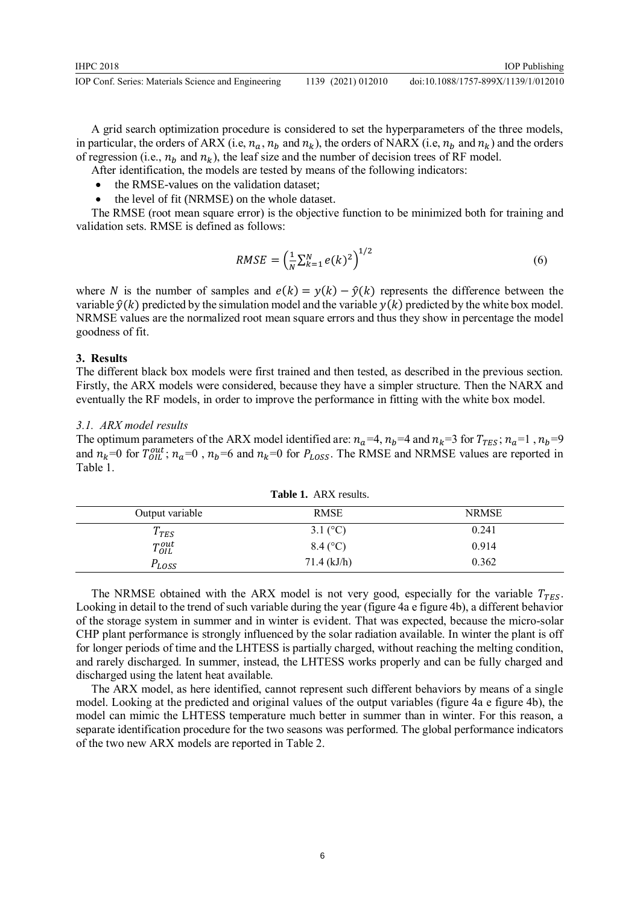A grid search optimization procedure is considered to set the hyperparameters of the three models, in particular, the orders of ARX (i.e, $n_a$, $n_b$ and $n_k$), the orders of NARX (i.e, $n_b$ and $n_k$) and the orders of regression (i.e., $n_b$ and $n_k$), the leaf size and the number of decision trees of RF model.

After identification, the models are tested by means of the following indicators:

- the RMSE-values on the validation dataset;
- the level of fit (NRMSE) on the whole dataset.

The RMSE (root mean square error) is the objective function to be minimized both for training and validation sets. RMSE is defined as follows:

$$RMSE = \left(\frac{1}{N}\sum_{k=1}^{N} e(k)^2\right)^{1/2} \tag{6}$$

where $N$ is the number of samples and $e(k) = y(k) - \hat{y}(k)$ represents the difference between the variable $\hat{y}(k)$ predicted by the simulation model and the variable $y(k)$ predicted by the white box model. NRMSE values are the normalized root mean square errors and thus they show in percentage the model goodness of fit.

## 3. Results

The different black box models were first trained and then tested, as described in the previous section. Firstly, the ARX models were considered, because they have a simpler structure. Then the NARX and eventually the RF models, in order to improve the performance in fitting with the white box model.

### 3.1. ARX model results

The optimum parameters of the ARX model identified are: $n_a$=4, $n_b$=4 and $n_k$=3 for $T_{TES}$; $n_a$=1 , $n_b$=9 and $n_k$=0 for $T_{OIL}^{out}$; $n_a$=0 , $n_b$=6 and $n_k$=0 for $P_{LOSS}$. The RMSE and NRMSE values are reported in Table 1.

**Table 1.** ARX results.

| Output variable | RMSE | NRMSE |
|---|---|---|
| $T_{TES}$ | 3.1 (°C) | 0.241 |
| $T_{OIL}^{out}$ | 8.4 (°C) | 0.914 |
| $P_{LOSS}$ | 71.4 (kJ/h) | 0.362 |

The NRMSE obtained with the ARX model is not very good, especially for the variable $T_{TES}$. Looking in detail to the trend of such variable during the year (figure 4a e figure 4b), a different behavior of the storage system in summer and in winter is evident. That was expected, because the micro-solar CHP plant performance is strongly influenced by the solar radiation available. In winter the plant is off for longer periods of time and the LHTESS is partially charged, without reaching the melting condition, and rarely discharged. In summer, instead, the LHTESS works properly and can be fully charged and discharged using the latent heat available.

The ARX model, as here identified, cannot represent such different behaviors by means of a single model. Looking at the predicted and original values of the output variables (figure 4a e figure 4b), the model can mimic the LHTESS temperature much better in summer than in winter. For this reason, a separate identification procedure for the two seasons was performed. The global performance indicators of the two new ARX models are reported in Table 2.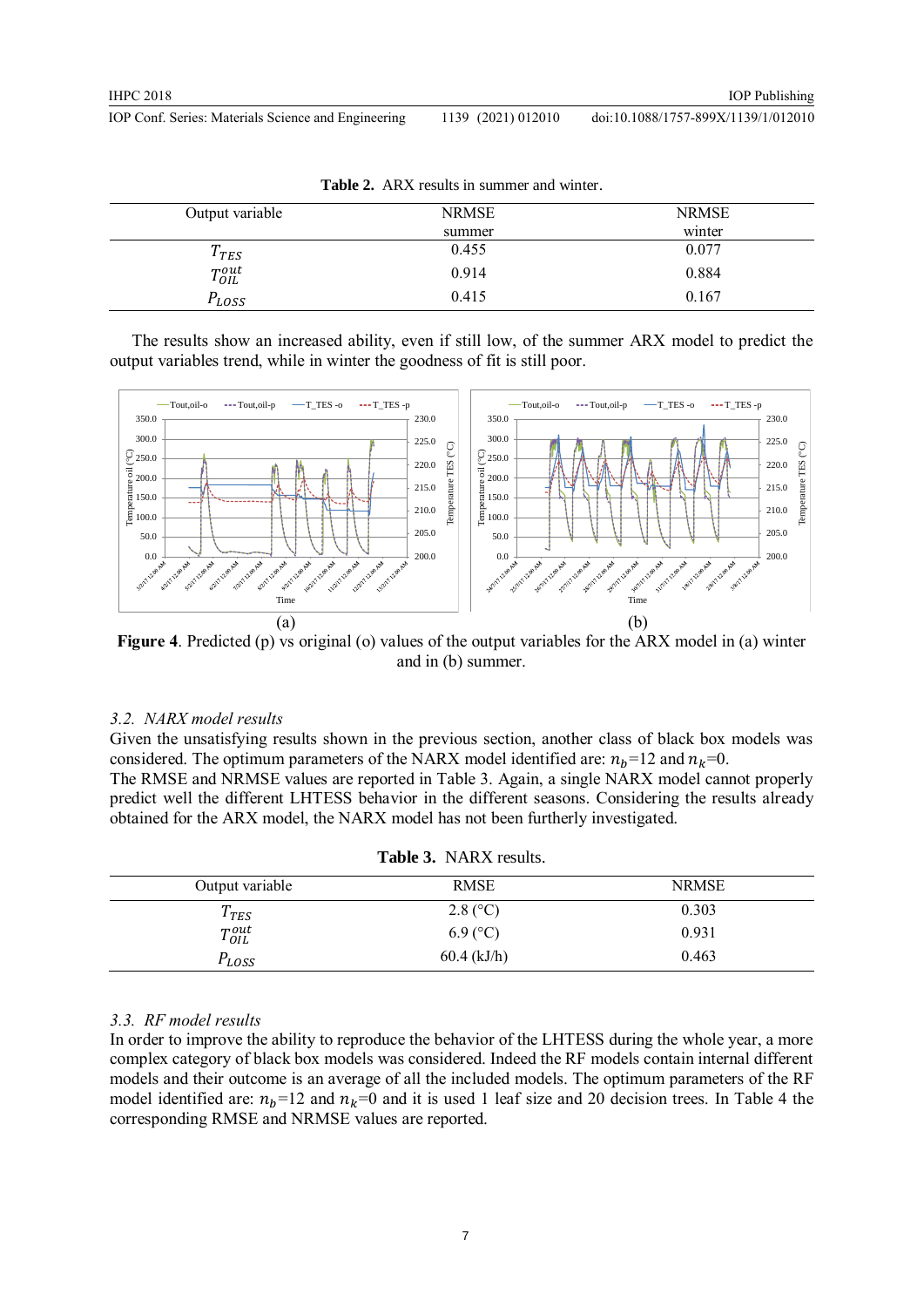**Table 2.** ARX results in summer and winter.

| Output variable | NRMSE summer | NRMSE winter |
|---|---|---|
| $T_{TES}$ | 0.455 | 0.077 |
| $T_{OIL}^{out}$ | 0.914 | 0.884 |
| $P_{LOSS}$ | 0.415 | 0.167 |

The results show an increased ability, even if still low, of the summer ARX model to predict the output variables trend, while in winter the goodness of fit is still poor.

**Figure 4**. Predicted (p) vs original (o) values of the output variables for the ARX model in (a) winter and in (b) summer.

### 3.2. NARX model results

Given the unsatisfying results shown in the previous section, another class of black box models was considered. The optimum parameters of the NARX model identified are: $n_b$=12 and $n_k$=0.

The RMSE and NRMSE values are reported in Table 3. Again, a single NARX model cannot properly predict well the different LHTESS behavior in the different seasons. Considering the results already obtained for the ARX model, the NARX model has not been furtherly investigated.

**Table 3.** NARX results.

| Output variable | RMSE | NRMSE |
|---|---|---|
| $T_{TES}$ | 2.8 (°C) | 0.303 |
| $T_{OIL}^{out}$ | 6.9 (°C) | 0.931 |
| $P_{LOSS}$ | 60.4 (kJ/h) | 0.463 |

### 3.3. RF model results

In order to improve the ability to reproduce the behavior of the LHTESS during the whole year, a more complex category of black box models was considered. Indeed the RF models contain internal different models and their outcome is an average of all the included models. The optimum parameters of the RF model identified are: $n_b$=12 and $n_k$=0 and it is used 1 leaf size and 20 decision trees. In Table 4 the corresponding RMSE and NRMSE values are reported.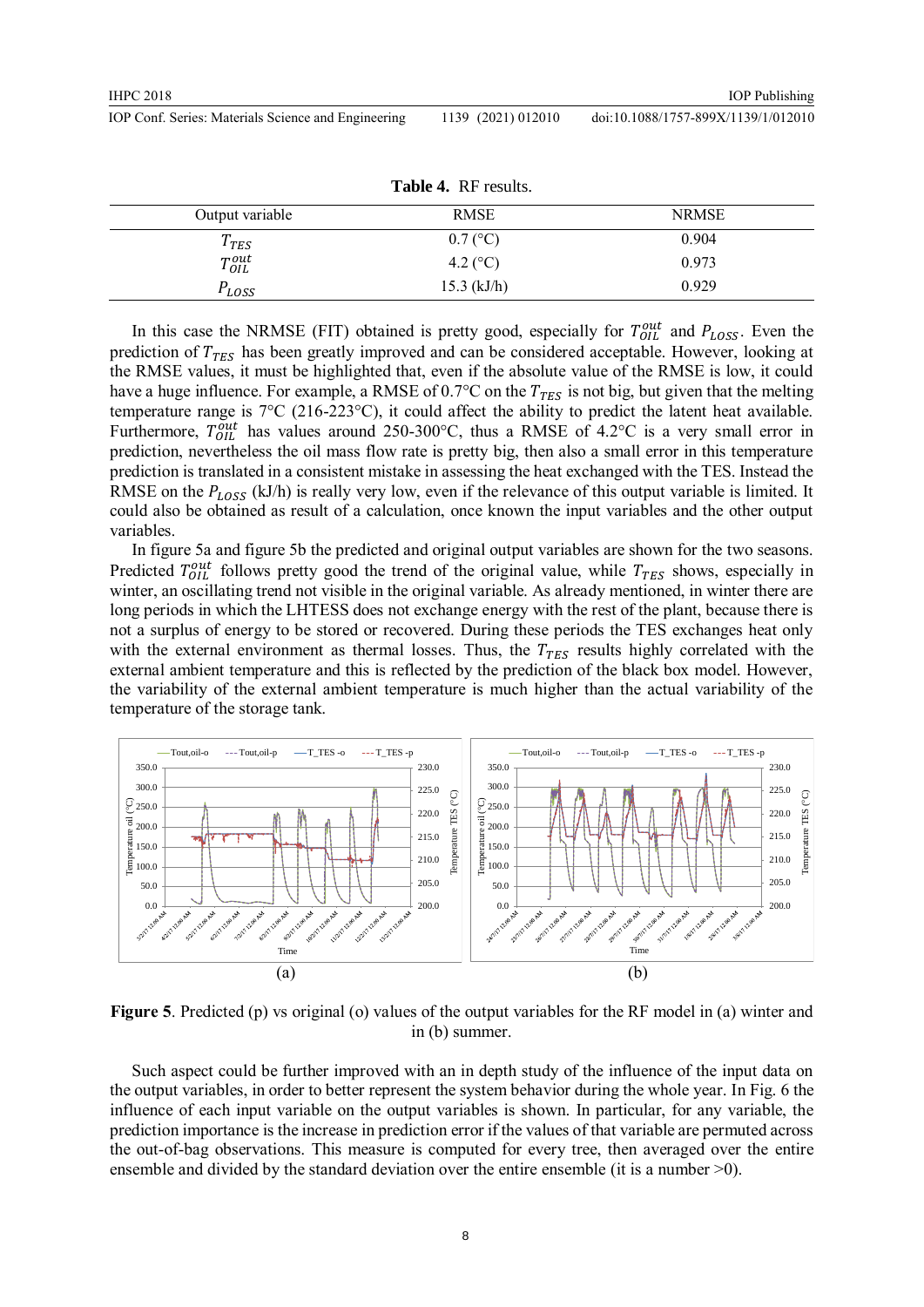**Table 4.** RF results.

| Output variable | RMSE | NRMSE |
|---|---|---|
| $T_{TES}$ | 0.7 (°C) | 0.904 |
| $T_{OIL}^{out}$ | 4.2 (°C) | 0.973 |
| $P_{LOSS}$ | 15.3 (kJ/h) | 0.929 |

In this case the NRMSE (FIT) obtained is pretty good, especially for $T_{OIL}^{out}$ and $P_{LOSS}$. Even the prediction of $T_{TES}$ has been greatly improved and can be considered acceptable. However, looking at the RMSE values, it must be highlighted that, even if the absolute value of the RMSE is low, it could have a huge influence. For example, a RMSE of 0.7°C on the $T_{TES}$ is not big, but given that the melting temperature range is 7°C (216-223°C), it could affect the ability to predict the latent heat available. Furthermore, $T_{OIL}^{out}$ has values around 250-300°C, thus a RMSE of 4.2°C is a very small error in prediction, nevertheless the oil mass flow rate is pretty big, then also a small error in this temperature prediction is translated in a consistent mistake in assessing the heat exchanged with the TES. Instead the RMSE on the $P_{LOSS}$ (kJ/h) is really very low, even if the relevance of this output variable is limited. It could also be obtained as result of a calculation, once known the input variables and the other output variables.

In figure 5a and figure 5b the predicted and original output variables are shown for the two seasons. Predicted $T_{OIL}^{out}$ follows pretty good the trend of the original value, while $T_{TES}$ shows, especially in winter, an oscillating trend not visible in the original variable. As already mentioned, in winter there are long periods in which the LHTESS does not exchange energy with the rest of the plant, because there is not a surplus of energy to be stored or recovered. During these periods the TES exchanges heat only with the external environment as thermal losses. Thus, the $T_{TES}$ results highly correlated with the external ambient temperature and this is reflected by the prediction of the black box model. However, the variability of the external ambient temperature is much higher than the actual variability of the temperature of the storage tank.

**Figure 5**. Predicted (p) vs original (o) values of the output variables for the RF model in (a) winter and in (b) summer.

Such aspect could be further improved with an in depth study of the influence of the input data on the output variables, in order to better represent the system behavior during the whole year. In Fig. 6 the influence of each input variable on the output variables is shown. In particular, for any variable, the prediction importance is the increase in prediction error if the values of that variable are permuted across the out-of-bag observations. This measure is computed for every tree, then averaged over the entire ensemble and divided by the standard deviation over the entire ensemble (it is a number >0).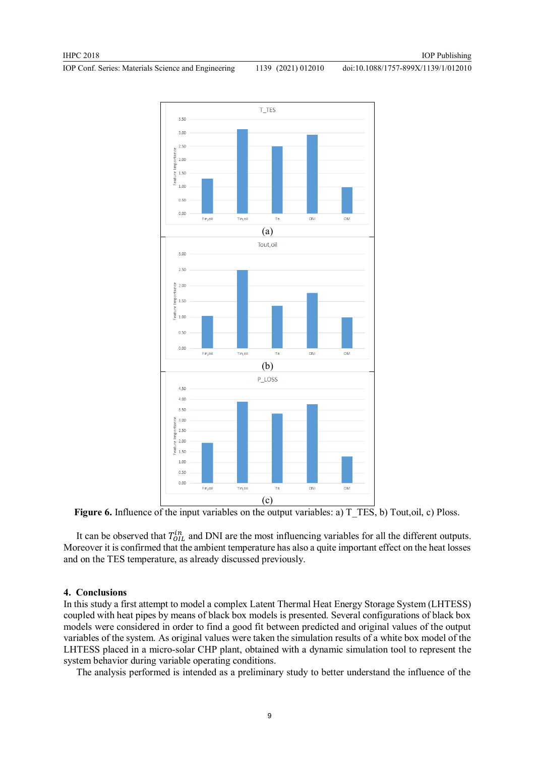**Figure 6.** Influence of the input variables on the output variables: a) T_TES, b) Tout,oil, c) Ploss.

It can be observed that $T_{OIL}^{in}$ and DNI are the most influencing variables for all the different outputs. Moreover it is confirmed that the ambient temperature has also a quite important effect on the heat losses and on the TES temperature, as already discussed previously.

## 4. Conclusions

In this study a first attempt to model a complex Latent Thermal Heat Energy Storage System (LHTESS) coupled with heat pipes by means of black box models is presented. Several configurations of black box models were considered in order to find a good fit between predicted and original values of the output variables of the system. As original values were taken the simulation results of a white box model of the LHTESS placed in a micro-solar CHP plant, obtained with a dynamic simulation tool to represent the system behavior during variable operating conditions.

The analysis performed is intended as a preliminary study to better understand the influence of the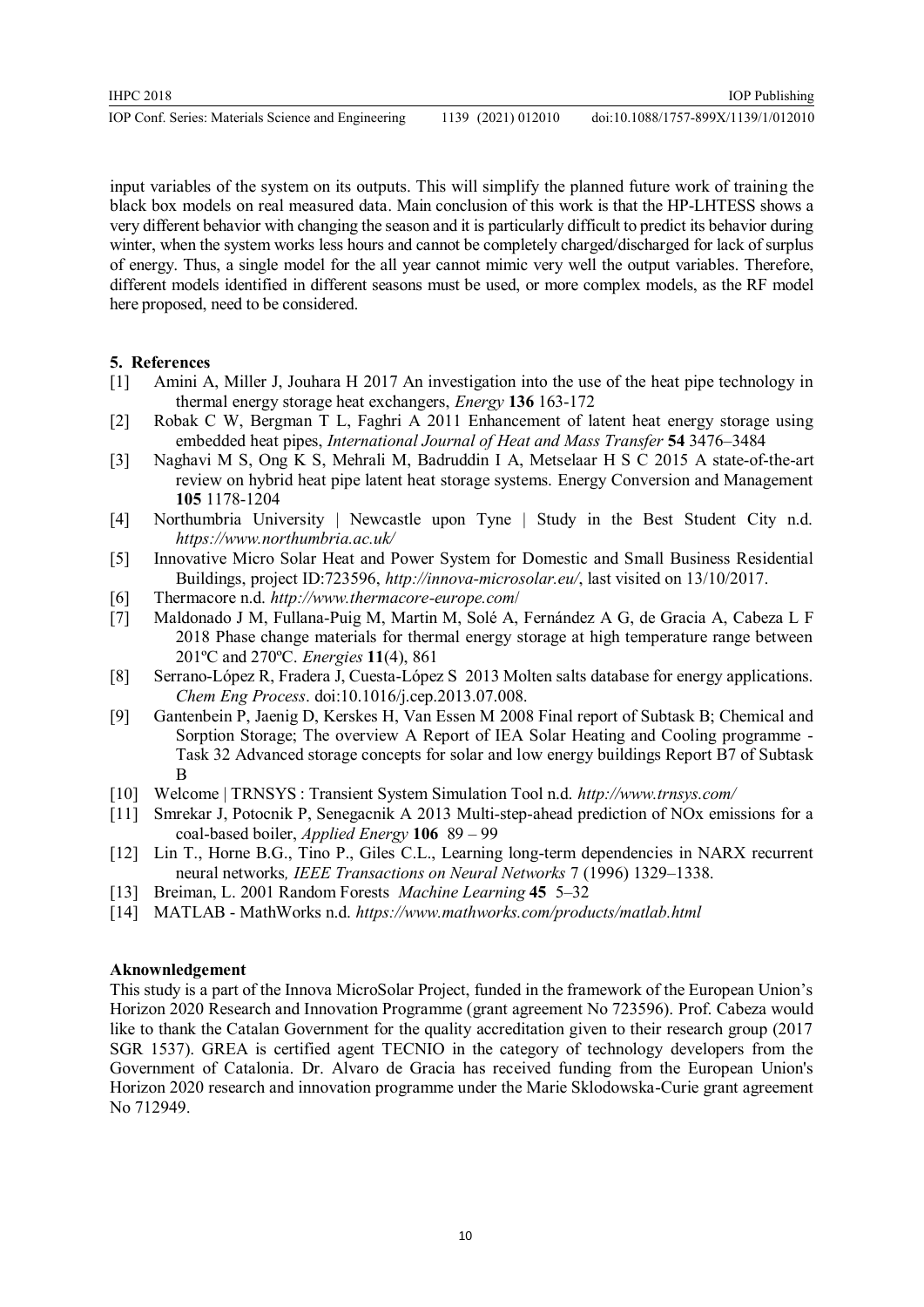input variables of the system on its outputs. This will simplify the planned future work of training the black box models on real measured data. Main conclusion of this work is that the HP-LHTESS shows a very different behavior with changing the season and it is particularly difficult to predict its behavior during winter, when the system works less hours and cannot be completely charged/discharged for lack of surplus of energy. Thus, a single model for the all year cannot mimic very well the output variables. Therefore, different models identified in different seasons must be used, or more complex models, as the RF model here proposed, need to be considered.

## 5. References

[1] Amini A, Miller J, Jouhara H 2017 An investigation into the use of the heat pipe technology in thermal energy storage heat exchangers, *Energy* **136** 163-172

[2] Robak C W, Bergman T L, Faghri A 2011 Enhancement of latent heat energy storage using embedded heat pipes, *International Journal of Heat and Mass Transfer* **54** 3476–3484

[3] Naghavi M S, Ong K S, Mehrali M, Badruddin I A, Metselaar H S C 2015 A state-of-the-art review on hybrid heat pipe latent heat storage systems. Energy Conversion and Management **105** 1178-1204

[4] Northumbria University | Newcastle upon Tyne | Study in the Best Student City n.d. *https://www.northumbria.ac.uk/*

[5] Innovative Micro Solar Heat and Power System for Domestic and Small Business Residential Buildings, project ID:723596, *http://innova-microsolar.eu/*, last visited on 13/10/2017.

[6] Thermacore n.d. *http://www.thermacore-europe.com/*

[7] Maldonado J M, Fullana-Puig M, Martin M, Solé A, Fernández A G, de Gracia A, Cabeza L F 2018 Phase change materials for thermal energy storage at high temperature range between 201ºC and 270ºC. *Energies* **11**(4), 861

[8] Serrano-López R, Fradera J, Cuesta-López S 2013 Molten salts database for energy applications. *Chem Eng Process*. doi:10.1016/j.cep.2013.07.008.

[9] Gantenbein P, Jaenig D, Kerskes H, Van Essen M 2008 Final report of Subtask B; Chemical and Sorption Storage; The overview A Report of IEA Solar Heating and Cooling programme - Task 32 Advanced storage concepts for solar and low energy buildings Report B7 of Subtask B

[10] Welcome | TRNSYS : Transient System Simulation Tool n.d. *http://www.trnsys.com/*

[11] Smrekar J, Potocnik P, Senegacnik A 2013 Multi-step-ahead prediction of NOx emissions for a coal-based boiler, *Applied Energy* **106** 89 – 99

[12] Lin T., Horne B.G., Tino P., Giles C.L., Learning long-term dependencies in NARX recurrent neural networks*, IEEE Transactions on Neural Networks* 7 (1996) 1329–1338.

[13] Breiman, L. 2001 Random Forests *Machine Learning* **45** 5–32

[14] MATLAB - MathWorks n.d. *https://www.mathworks.com/products/matlab.html*

**Aknownledgement**

This study is a part of the Innova MicroSolar Project, funded in the framework of the European Union's Horizon 2020 Research and Innovation Programme (grant agreement No 723596). Prof. Cabeza would like to thank the Catalan Government for the quality accreditation given to their research group (2017 SGR 1537). GREA is certified agent TECNIO in the category of technology developers from the Government of Catalonia. Dr. Alvaro de Gracia has received funding from the European Union's Horizon 2020 research and innovation programme under the Marie Sklodowska-Curie grant agreement No 712949.